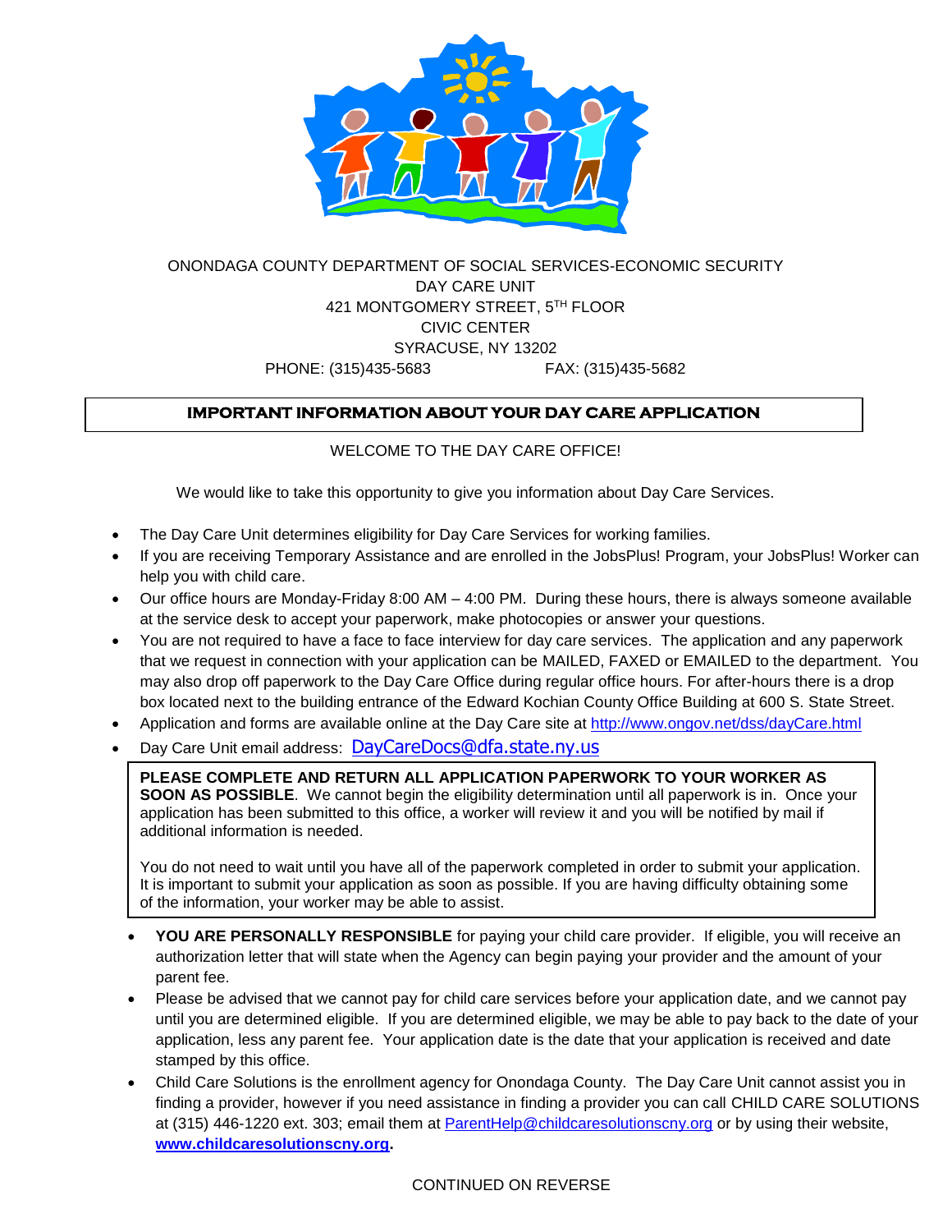ONONDAGA COUNTY DEPARTMENT OF SOCIAL SERVICES-ECONOMIC SECURITY
DAY CARE UNIT
421 MONTGOMERY STREET, 5TH FLOOR
CIVIC CENTER
SYRACUSE, NY 13202
PHONE: (315)435-5683 FAX: (315)435-5682

## IMPORTANT INFORMATION ABOUT YOUR DAY CARE APPLICATION

WELCOME TO THE DAY CARE OFFICE!

We would like to take this opportunity to give you information about Day Care Services.

- The Day Care Unit determines eligibility for Day Care Services for working families.
- If you are receiving Temporary Assistance and are enrolled in the JobsPlus! Program, your JobsPlus! Worker can help you with child care.
- Our office hours are Monday-Friday 8:00 AM – 4:00 PM. During these hours, there is always someone available at the service desk to accept your paperwork, make photocopies or answer your questions.
- You are not required to have a face to face interview for day care services. The application and any paperwork that we request in connection with your application can be MAILED, FAXED or EMAILED to the department. You may also drop off paperwork to the Day Care Office during regular office hours. For after-hours there is a drop box located next to the building entrance of the Edward Kochian County Office Building at 600 S. State Street.
- Application and forms are available online at the Day Care site at http://www.ongov.net/dss/dayCare.html
- Day Care Unit email address: DayCareDocs@dfa.state.ny.us

**PLEASE COMPLETE AND RETURN ALL APPLICATION PAPERWORK TO YOUR WORKER AS SOON AS POSSIBLE**. We cannot begin the eligibility determination until all paperwork is in. Once your application has been submitted to this office, a worker will review it and you will be notified by mail if additional information is needed.

You do not need to wait until you have all of the paperwork completed in order to submit your application. It is important to submit your application as soon as possible. If you are having difficulty obtaining some of the information, your worker may be able to assist.

- **YOU ARE PERSONALLY RESPONSIBLE** for paying your child care provider. If eligible, you will receive an authorization letter that will state when the Agency can begin paying your provider and the amount of your parent fee.
- Please be advised that we cannot pay for child care services before your application date, and we cannot pay until you are determined eligible. If you are determined eligible, we may be able to pay back to the date of your application, less any parent fee. Your application date is the date that your application is received and date stamped by this office.
- Child Care Solutions is the enrollment agency for Onondaga County. The Day Care Unit cannot assist you in finding a provider, however if you need assistance in finding a provider you can call CHILD CARE SOLUTIONS at (315) 446-1220 ext. 303; email them at ParentHelp@childcaresolutionscny.org or by using their website, **www.childcaresolutionscny.org.**

CONTINUED ON REVERSE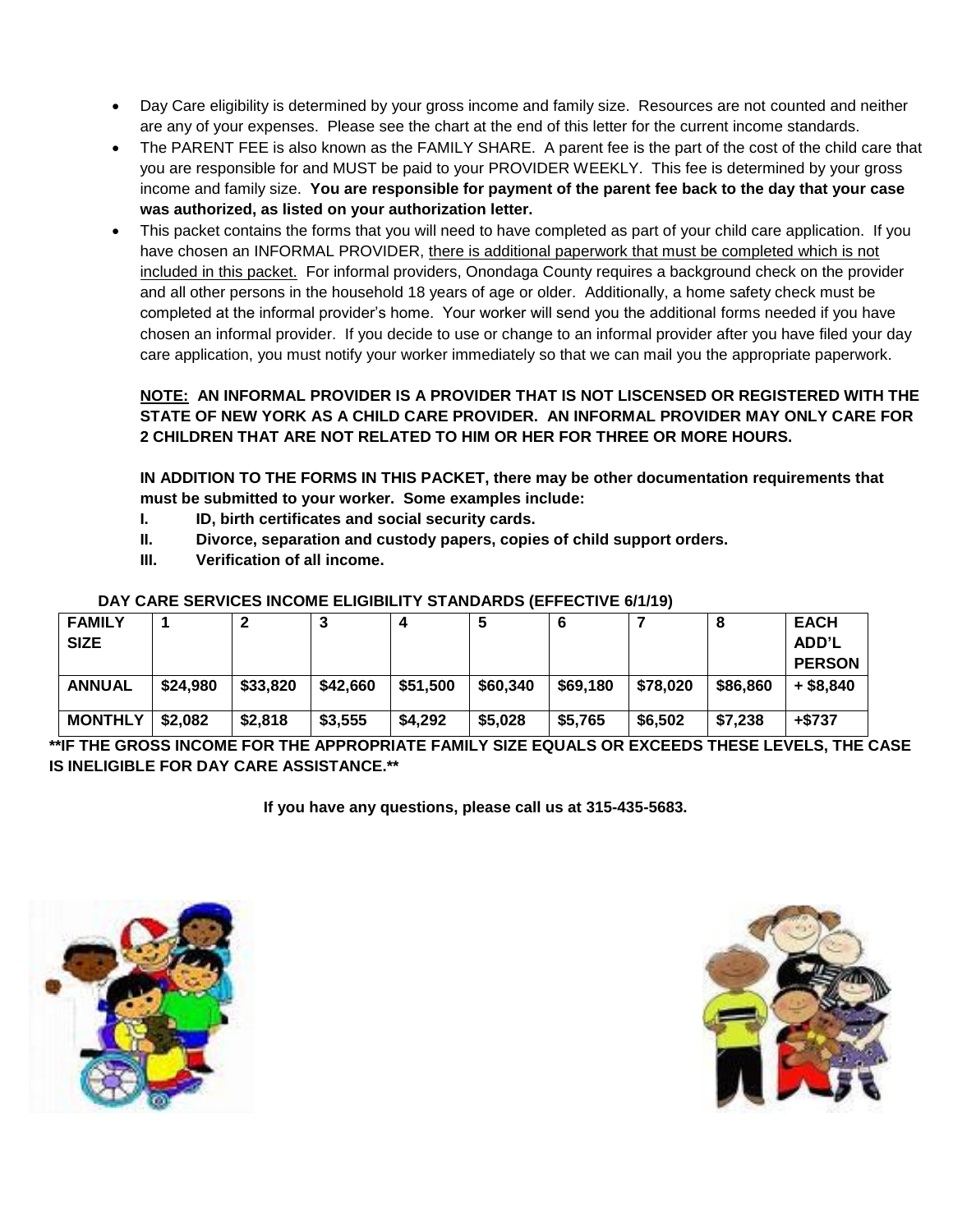- Day Care eligibility is determined by your gross income and family size. Resources are not counted and neither are any of your expenses. Please see the chart at the end of this letter for the current income standards.
- The PARENT FEE is also known as the FAMILY SHARE. A parent fee is the part of the cost of the child care that you are responsible for and MUST be paid to your PROVIDER WEEKLY. This fee is determined by your gross income and family size. **You are responsible for payment of the parent fee back to the day that your case was authorized, as listed on your authorization letter.**
- This packet contains the forms that you will need to have completed as part of your child care application. If you have chosen an INFORMAL PROVIDER, there is additional paperwork that must be completed which is not included in this packet. For informal providers, Onondaga County requires a background check on the provider and all other persons in the household 18 years of age or older. Additionally, a home safety check must be completed at the informal provider's home. Your worker will send you the additional forms needed if you have chosen an informal provider. If you decide to use or change to an informal provider after you have filed your day care application, you must notify your worker immediately so that we can mail you the appropriate paperwork.

**NOTE: AN INFORMAL PROVIDER IS A PROVIDER THAT IS NOT LISCENSED OR REGISTERED WITH THE STATE OF NEW YORK AS A CHILD CARE PROVIDER. AN INFORMAL PROVIDER MAY ONLY CARE FOR 2 CHILDREN THAT ARE NOT RELATED TO HIM OR HER FOR THREE OR MORE HOURS.**

**IN ADDITION TO THE FORMS IN THIS PACKET, there may be other documentation requirements that must be submitted to your worker. Some examples include:**

**I. ID, birth certificates and social security cards.**
**II. Divorce, separation and custody papers, copies of child support orders.**
**III. Verification of all income.**

**DAY CARE SERVICES INCOME ELIGIBILITY STANDARDS (EFFECTIVE 6/1/19)**

| FAMILY SIZE | 1 | 2 | 3 | 4 | 5 | 6 | 7 | 8 | EACH ADD'L PERSON |
|---|---|---|---|---|---|---|---|---|---|
| ANNUAL | $24,980 | $33,820 | $42,660 | $51,500 | $60,340 | $69,180 | $78,020 | $86,860 | + $8,840 |
| MONTHLY | $2,082 | $2,818 | $3,555 | $4,292 | $5,028 | $5,765 | $6,502 | $7,238 | +$737 |

**\*\*IF THE GROSS INCOME FOR THE APPROPRIATE FAMILY SIZE EQUALS OR EXCEEDS THESE LEVELS, THE CASE IS INELIGIBLE FOR DAY CARE ASSISTANCE.\*\***

**If you have any questions, please call us at 315-435-5683.**